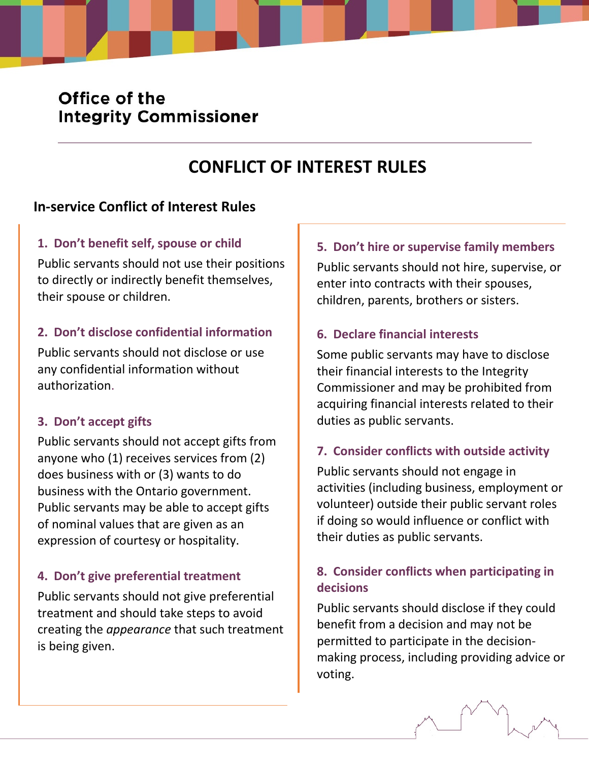Office of the
Integrity Commissioner

# CONFLICT OF INTEREST RULES

## In-service Conflict of Interest Rules

### 1. Don't benefit self, spouse or child

Public servants should not use their positions to directly or indirectly benefit themselves, their spouse or children.

### 2. Don't disclose confidential information

Public servants should not disclose or use any confidential information without authorization.

### 3. Don't accept gifts

Public servants should not accept gifts from anyone who (1) receives services from (2) does business with or (3) wants to do business with the Ontario government. Public servants may be able to accept gifts of nominal values that are given as an expression of courtesy or hospitality.

### 4. Don't give preferential treatment

Public servants should not give preferential treatment and should take steps to avoid creating the *appearance* that such treatment is being given.

### 5. Don't hire or supervise family members

Public servants should not hire, supervise, or enter into contracts with their spouses, children, parents, brothers or sisters.

### 6. Declare financial interests

Some public servants may have to disclose their financial interests to the Integrity Commissioner and may be prohibited from acquiring financial interests related to their duties as public servants.

### 7. Consider conflicts with outside activity

Public servants should not engage in activities (including business, employment or volunteer) outside their public servant roles if doing so would influence or conflict with their duties as public servants.

### 8. Consider conflicts when participating in decisions

Public servants should disclose if they could benefit from a decision and may not be permitted to participate in the decision-making process, including providing advice or voting.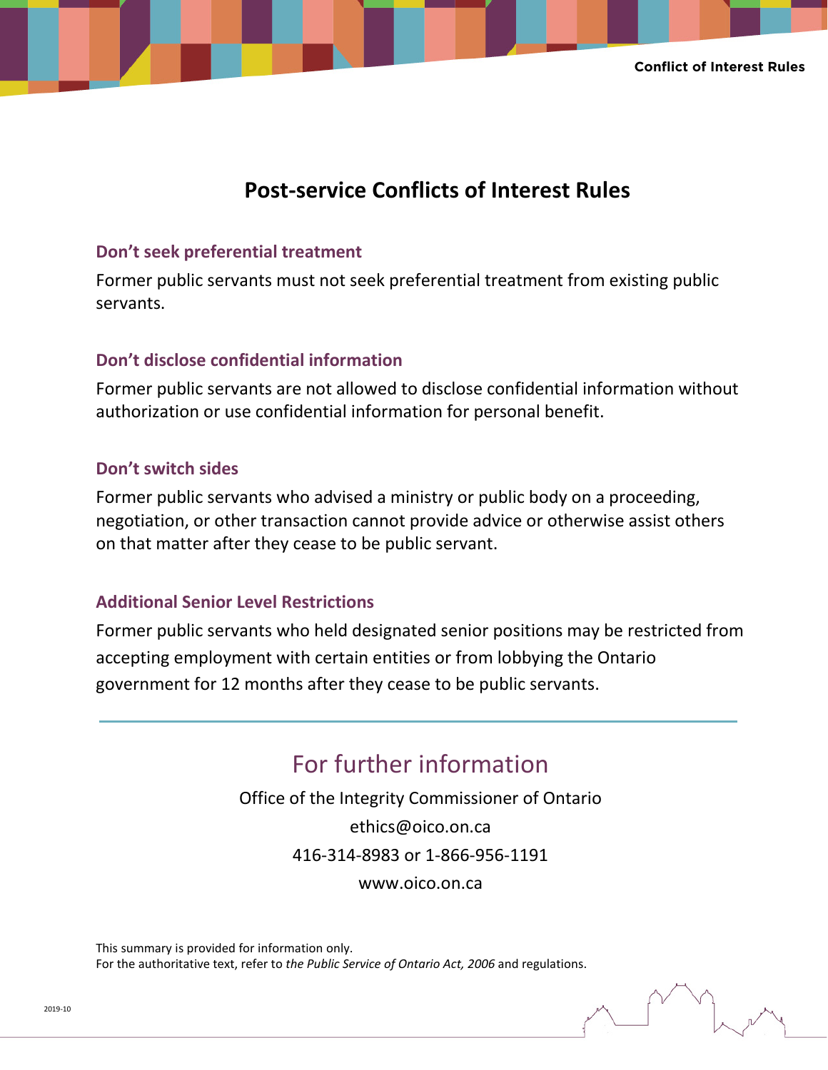# Post-service Conflicts of Interest Rules

### Don't seek preferential treatment

Former public servants must not seek preferential treatment from existing public servants.

### Don't disclose confidential information

Former public servants are not allowed to disclose confidential information without authorization or use confidential information for personal benefit.

### Don't switch sides

Former public servants who advised a ministry or public body on a proceeding, negotiation, or other transaction cannot provide advice or otherwise assist others on that matter after they cease to be public servant.

### Additional Senior Level Restrictions

Former public servants who held designated senior positions may be restricted from accepting employment with certain entities or from lobbying the Ontario government for 12 months after they cease to be public servants.

---

## For further information

Office of the Integrity Commissioner of Ontario

ethics@oico.on.ca

416-314-8983 or 1-866-956-1191

www.oico.on.ca

This summary is provided for information only.
For the authoritative text, refer to *the Public Service of Ontario Act, 2006* and regulations.

2019-10